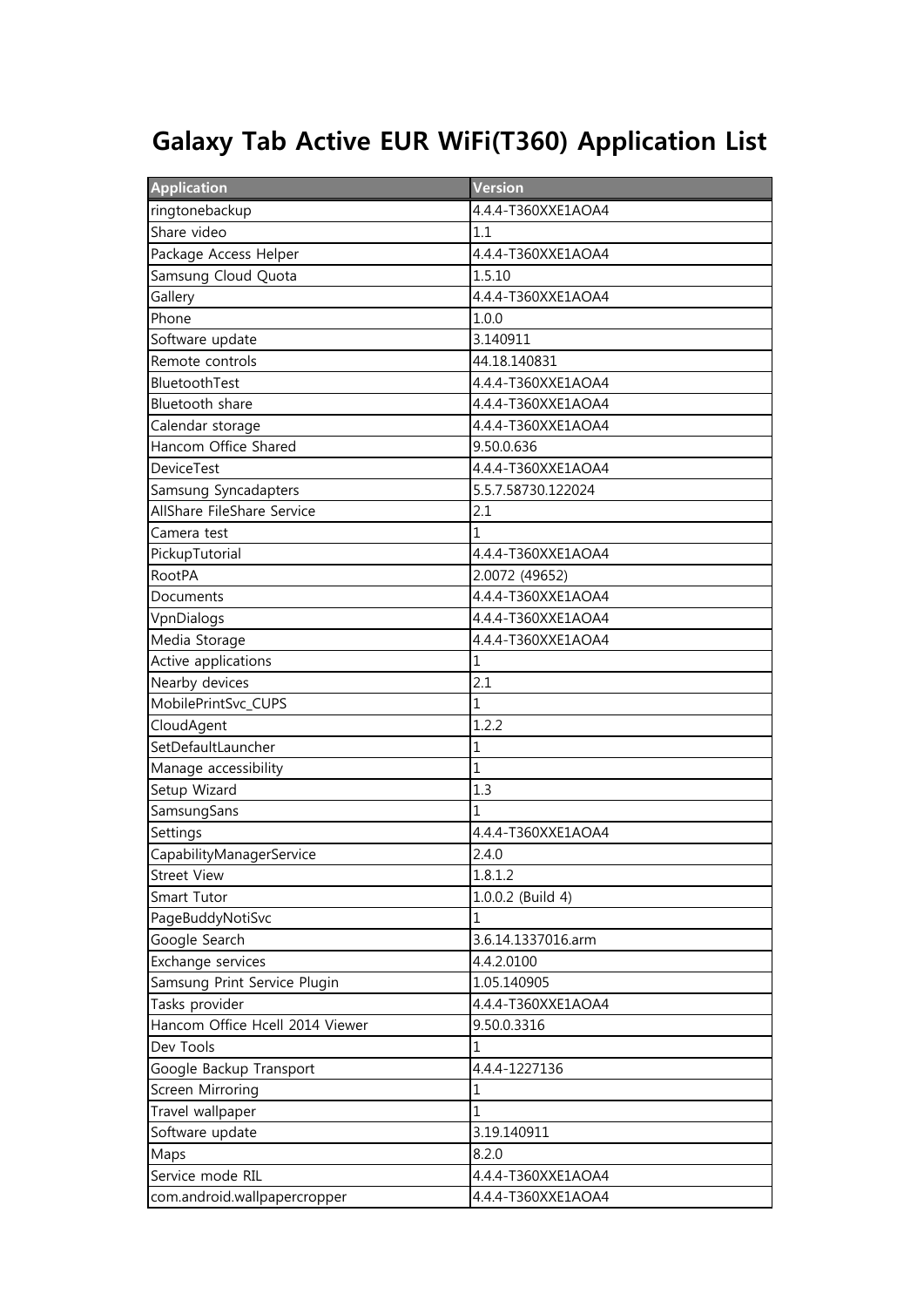# Galaxy Tab Active EUR WiFi(T360) Application List

| Application | Version |
|---|---|
| ringtonebackup | 4.4.4-T360XXE1AOA4 |
| Share video | 1.1 |
| Package Access Helper | 4.4.4-T360XXE1AOA4 |
| Samsung Cloud Quota | 1.5.10 |
| Gallery | 4.4.4-T360XXE1AOA4 |
| Phone | 1.0.0 |
| Software update | 3.140911 |
| Remote controls | 44.18.140831 |
| BluetoothTest | 4.4.4-T360XXE1AOA4 |
| Bluetooth share | 4.4.4-T360XXE1AOA4 |
| Calendar storage | 4.4.4-T360XXE1AOA4 |
| Hancom Office Shared | 9.50.0.636 |
| DeviceTest | 4.4.4-T360XXE1AOA4 |
| Samsung Syncadapters | 5.5.7.58730.122024 |
| AllShare FileShare Service | 2.1 |
| Camera test | 1 |
| PickupTutorial | 4.4.4-T360XXE1AOA4 |
| RootPA | 2.0072 (49652) |
| Documents | 4.4.4-T360XXE1AOA4 |
| VpnDialogs | 4.4.4-T360XXE1AOA4 |
| Media Storage | 4.4.4-T360XXE1AOA4 |
| Active applications | 1 |
| Nearby devices | 2.1 |
| MobilePrintSvc_CUPS | 1 |
| CloudAgent | 1.2.2 |
| SetDefaultLauncher | 1 |
| Manage accessibility | 1 |
| Setup Wizard | 1.3 |
| SamsungSans | 1 |
| Settings | 4.4.4-T360XXE1AOA4 |
| CapabilityManagerService | 2.4.0 |
| Street View | 1.8.1.2 |
| Smart Tutor | 1.0.0.2 (Build 4) |
| PageBuddyNotiSvc | 1 |
| Google Search | 3.6.14.1337016.arm |
| Exchange services | 4.4.2.0100 |
| Samsung Print Service Plugin | 1.05.140905 |
| Tasks provider | 4.4.4-T360XXE1AOA4 |
| Hancom Office Hcell 2014 Viewer | 9.50.0.3316 |
| Dev Tools | 1 |
| Google Backup Transport | 4.4.4-1227136 |
| Screen Mirroring | 1 |
| Travel wallpaper | 1 |
| Software update | 3.19.140911 |
| Maps | 8.2.0 |
| Service mode RIL | 4.4.4-T360XXE1AOA4 |
| com.android.wallpapercropper | 4.4.4-T360XXE1AOA4 |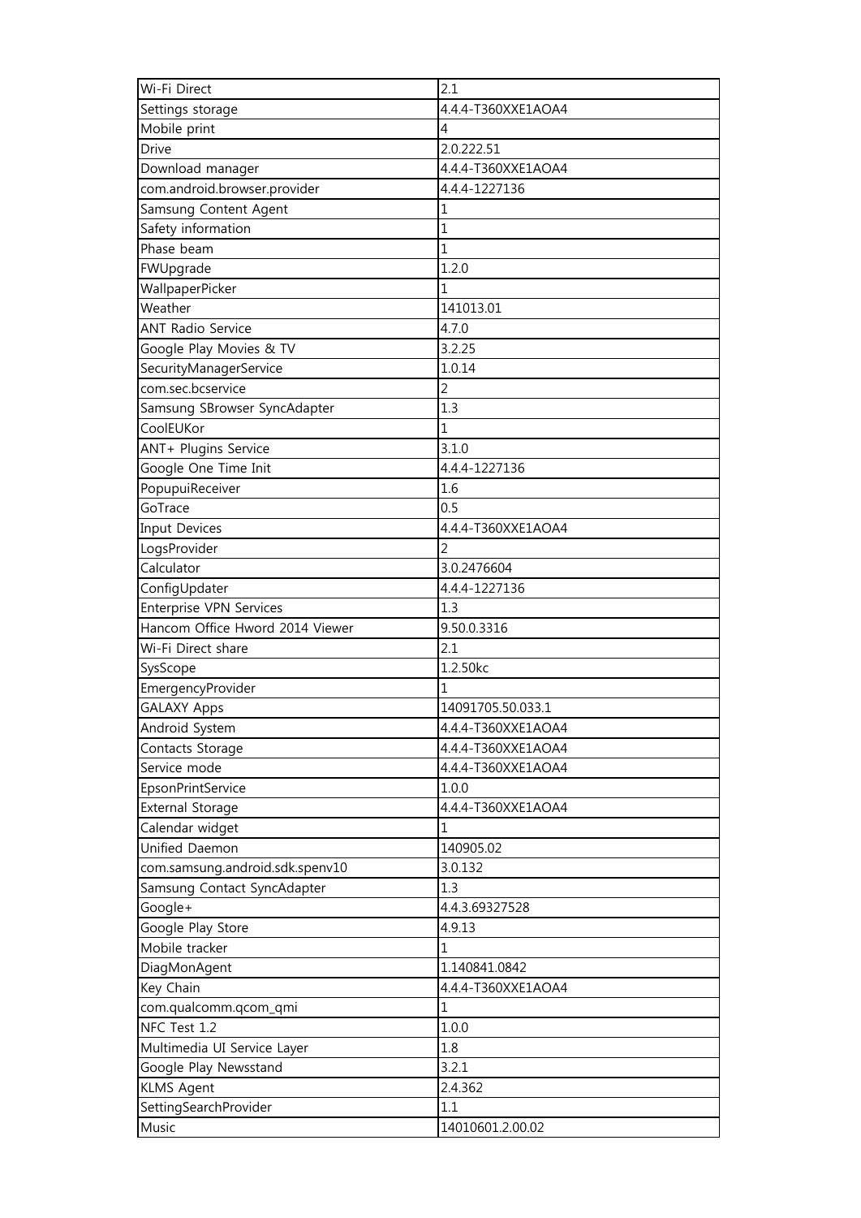| Wi-Fi Direct | 2.1 |
| --- | --- |
| Settings storage | 4.4.4-T360XXE1AOA4 |
| Mobile print | 4 |
| Drive | 2.0.222.51 |
| Download manager | 4.4.4-T360XXE1AOA4 |
| com.android.browser.provider | 4.4.4-1227136 |
| Samsung Content Agent | 1 |
| Safety information | 1 |
| Phase beam | 1 |
| FWUpgrade | 1.2.0 |
| WallpaperPicker | 1 |
| Weather | 141013.01 |
| ANT Radio Service | 4.7.0 |
| Google Play Movies & TV | 3.2.25 |
| SecurityManagerService | 1.0.14 |
| com.sec.bcservice | 2 |
| Samsung SBrowser SyncAdapter | 1.3 |
| CoolEUKor | 1 |
| ANT+ Plugins Service | 3.1.0 |
| Google One Time Init | 4.4.4-1227136 |
| PopupuiReceiver | 1.6 |
| GoTrace | 0.5 |
| Input Devices | 4.4.4-T360XXE1AOA4 |
| LogsProvider | 2 |
| Calculator | 3.0.2476604 |
| ConfigUpdater | 4.4.4-1227136 |
| Enterprise VPN Services | 1.3 |
| Hancom Office Hword 2014 Viewer | 9.50.0.3316 |
| Wi-Fi Direct share | 2.1 |
| SysScope | 1.2.50kc |
| EmergencyProvider | 1 |
| GALAXY Apps | 14091705.50.033.1 |
| Android System | 4.4.4-T360XXE1AOA4 |
| Contacts Storage | 4.4.4-T360XXE1AOA4 |
| Service mode | 4.4.4-T360XXE1AOA4 |
| EpsonPrintService | 1.0.0 |
| External Storage | 4.4.4-T360XXE1AOA4 |
| Calendar widget | 1 |
| Unified Daemon | 140905.02 |
| com.samsung.android.sdk.spenv10 | 3.0.132 |
| Samsung Contact SyncAdapter | 1.3 |
| Google+ | 4.4.3.69327528 |
| Google Play Store | 4.9.13 |
| Mobile tracker | 1 |
| DiagMonAgent | 1.140841.0842 |
| Key Chain | 4.4.4-T360XXE1AOA4 |
| com.qualcomm.qcom_qmi | 1 |
| NFC Test 1.2 | 1.0.0 |
| Multimedia UI Service Layer | 1.8 |
| Google Play Newsstand | 3.2.1 |
| KLMS Agent | 2.4.362 |
| SettingSearchProvider | 1.1 |
| Music | 14010601.2.00.02 |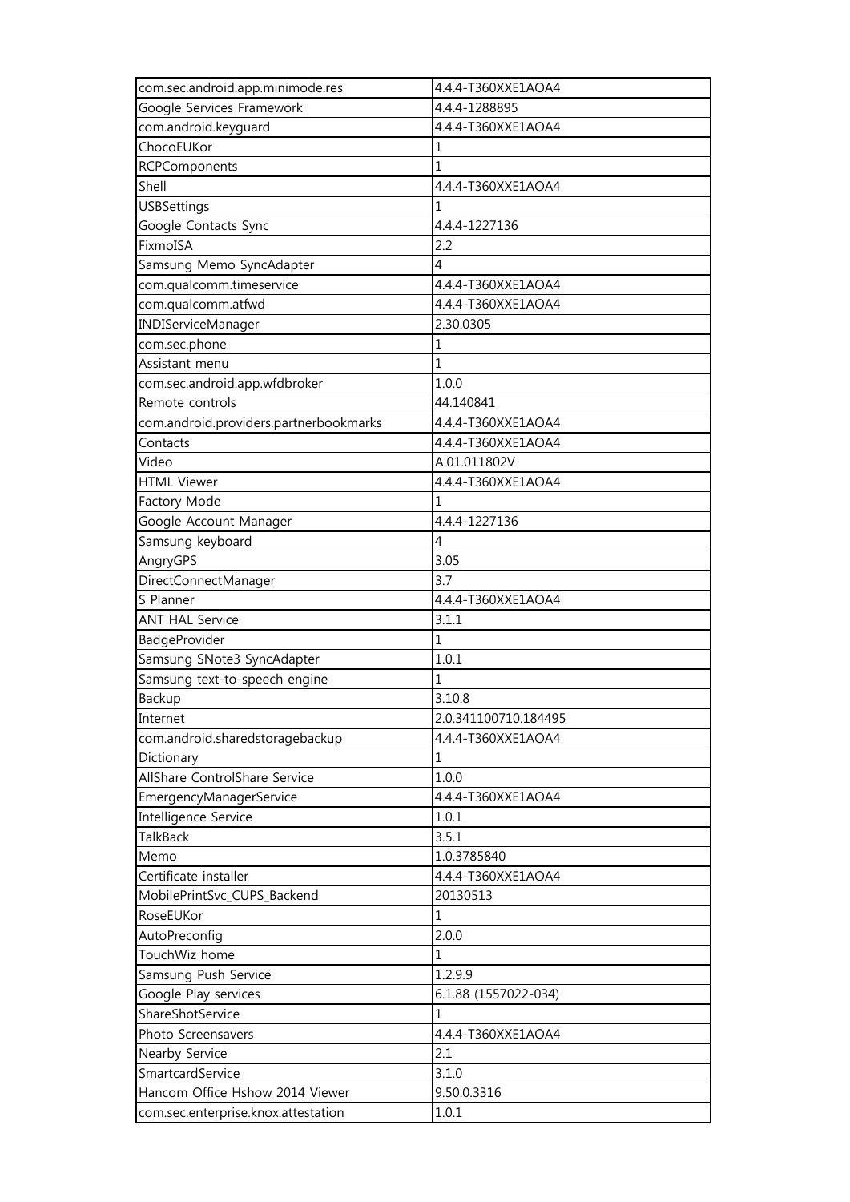| com.sec.android.app.minimode.res | 4.4.4-T360XXE1AOA4 |
|---|---|
| Google Services Framework | 4.4.4-1288895 |
| com.android.keyguard | 4.4.4-T360XXE1AOA4 |
| ChocoEUKor | 1 |
| RCPComponents | 1 |
| Shell | 4.4.4-T360XXE1AOA4 |
| USBSettings | 1 |
| Google Contacts Sync | 4.4.4-1227136 |
| FixmoISA | 2.2 |
| Samsung Memo SyncAdapter | 4 |
| com.qualcomm.timeservice | 4.4.4-T360XXE1AOA4 |
| com.qualcomm.atfwd | 4.4.4-T360XXE1AOA4 |
| INDIServiceManager | 2.30.0305 |
| com.sec.phone | 1 |
| Assistant menu | 1 |
| com.sec.android.app.wfdbroker | 1.0.0 |
| Remote controls | 44.140841 |
| com.android.providers.partnerbookmarks | 4.4.4-T360XXE1AOA4 |
| Contacts | 4.4.4-T360XXE1AOA4 |
| Video | A.01.011802V |
| HTML Viewer | 4.4.4-T360XXE1AOA4 |
| Factory Mode | 1 |
| Google Account Manager | 4.4.4-1227136 |
| Samsung keyboard | 4 |
| AngryGPS | 3.05 |
| DirectConnectManager | 3.7 |
| S Planner | 4.4.4-T360XXE1AOA4 |
| ANT HAL Service | 3.1.1 |
| BadgeProvider | 1 |
| Samsung SNote3 SyncAdapter | 1.0.1 |
| Samsung text-to-speech engine | 1 |
| Backup | 3.10.8 |
| Internet | 2.0.341100710.184495 |
| com.android.sharedstoragebackup | 4.4.4-T360XXE1AOA4 |
| Dictionary | 1 |
| AllShare ControlShare Service | 1.0.0 |
| EmergencyManagerService | 4.4.4-T360XXE1AOA4 |
| Intelligence Service | 1.0.1 |
| TalkBack | 3.5.1 |
| Memo | 1.0.3785840 |
| Certificate installer | 4.4.4-T360XXE1AOA4 |
| MobilePrintSvc_CUPS_Backend | 20130513 |
| RoseEUKor | 1 |
| AutoPreconfig | 2.0.0 |
| TouchWiz home | 1 |
| Samsung Push Service | 1.2.9.9 |
| Google Play services | 6.1.88 (1557022-034) |
| ShareShotService | 1 |
| Photo Screensavers | 4.4.4-T360XXE1AOA4 |
| Nearby Service | 2.1 |
| SmartcardService | 3.1.0 |
| Hancom Office Hshow 2014 Viewer | 9.50.0.3316 |
| com.sec.enterprise.knox.attestation | 1.0.1 |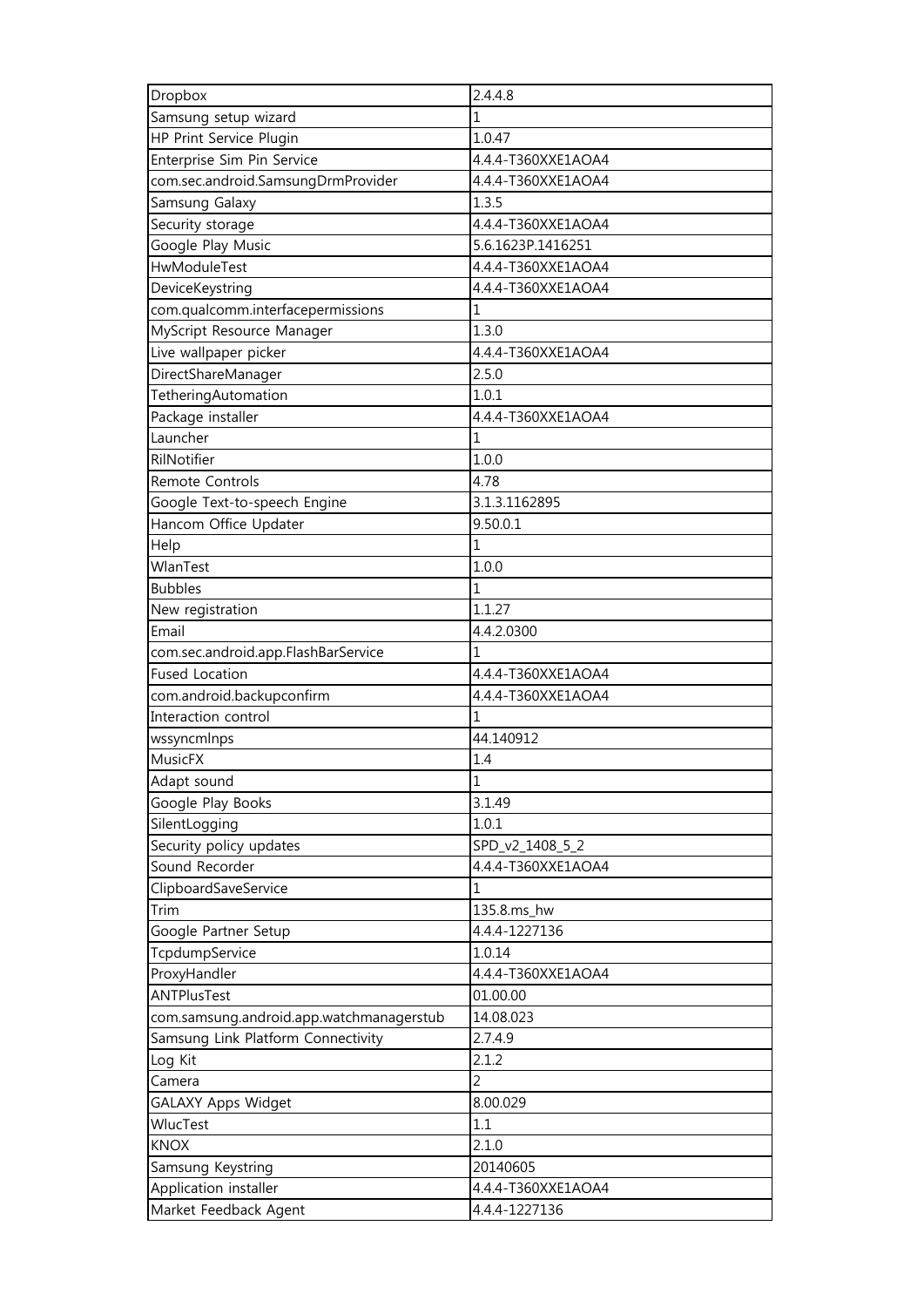| Dropbox | 2.4.4.8 |
|---|---|
| Samsung setup wizard | 1 |
| HP Print Service Plugin | 1.0.47 |
| Enterprise Sim Pin Service | 4.4.4-T360XXE1AOA4 |
| com.sec.android.SamsungDrmProvider | 4.4.4-T360XXE1AOA4 |
| Samsung Galaxy | 1.3.5 |
| Security storage | 4.4.4-T360XXE1AOA4 |
| Google Play Music | 5.6.1623P.1416251 |
| HwModuleTest | 4.4.4-T360XXE1AOA4 |
| DeviceKeystring | 4.4.4-T360XXE1AOA4 |
| com.qualcomm.interfacepermissions | 1 |
| MyScript Resource Manager | 1.3.0 |
| Live wallpaper picker | 4.4.4-T360XXE1AOA4 |
| DirectShareManager | 2.5.0 |
| TetheringAutomation | 1.0.1 |
| Package installer | 4.4.4-T360XXE1AOA4 |
| Launcher | 1 |
| RilNotifier | 1.0.0 |
| Remote Controls | 4.78 |
| Google Text-to-speech Engine | 3.1.3.1162895 |
| Hancom Office Updater | 9.50.0.1 |
| Help | 1 |
| WlanTest | 1.0.0 |
| Bubbles | 1 |
| New registration | 1.1.27 |
| Email | 4.4.2.0300 |
| com.sec.android.app.FlashBarService | 1 |
| Fused Location | 4.4.4-T360XXE1AOA4 |
| com.android.backupconfirm | 4.4.4-T360XXE1AOA4 |
| Interaction control | 1 |
| wssyncmlnps | 44.140912 |
| MusicFX | 1.4 |
| Adapt sound | 1 |
| Google Play Books | 3.1.49 |
| SilentLogging | 1.0.1 |
| Security policy updates | SPD_v2_1408_5_2 |
| Sound Recorder | 4.4.4-T360XXE1AOA4 |
| ClipboardSaveService | 1 |
| Trim | 135.8.ms_hw |
| Google Partner Setup | 4.4.4-1227136 |
| TcpdumpService | 1.0.14 |
| ProxyHandler | 4.4.4-T360XXE1AOA4 |
| ANTPlusTest | 01.00.00 |
| com.samsung.android.app.watchmanagerstub | 14.08.023 |
| Samsung Link Platform Connectivity | 2.7.4.9 |
| Log Kit | 2.1.2 |
| Camera | 2 |
| GALAXY Apps Widget | 8.00.029 |
| WlucTest | 1.1 |
| KNOX | 2.1.0 |
| Samsung Keystring | 20140605 |
| Application installer | 4.4.4-T360XXE1AOA4 |
| Market Feedback Agent | 4.4.4-1227136 |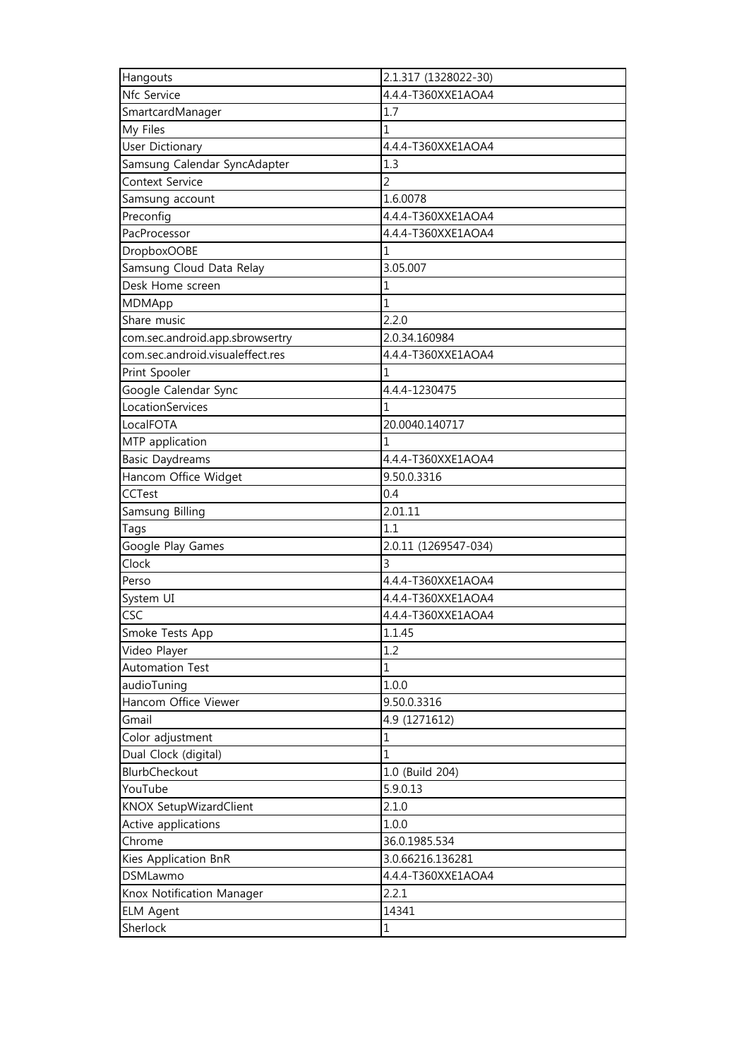| | |
|---|---|
| Hangouts | 2.1.317 (1328022-30) |
| Nfc Service | 4.4.4-T360XXE1AOA4 |
| SmartcardManager | 1.7 |
| My Files | 1 |
| User Dictionary | 4.4.4-T360XXE1AOA4 |
| Samsung Calendar SyncAdapter | 1.3 |
| Context Service | 2 |
| Samsung account | 1.6.0078 |
| Preconfig | 4.4.4-T360XXE1AOA4 |
| PacProcessor | 4.4.4-T360XXE1AOA4 |
| DropboxOOBE | 1 |
| Samsung Cloud Data Relay | 3.05.007 |
| Desk Home screen | 1 |
| MDMApp | 1 |
| Share music | 2.2.0 |
| com.sec.android.app.sbrowsertry | 2.0.34.160984 |
| com.sec.android.visualeffect.res | 4.4.4-T360XXE1AOA4 |
| Print Spooler | 1 |
| Google Calendar Sync | 4.4.4-1230475 |
| LocationServices | 1 |
| LocalFOTA | 20.0040.140717 |
| MTP application | 1 |
| Basic Daydreams | 4.4.4-T360XXE1AOA4 |
| Hancom Office Widget | 9.50.0.3316 |
| CCTest | 0.4 |
| Samsung Billing | 2.01.11 |
| Tags | 1.1 |
| Google Play Games | 2.0.11 (1269547-034) |
| Clock | 3 |
| Perso | 4.4.4-T360XXE1AOA4 |
| System UI | 4.4.4-T360XXE1AOA4 |
| CSC | 4.4.4-T360XXE1AOA4 |
| Smoke Tests App | 1.1.45 |
| Video Player | 1.2 |
| Automation Test | 1 |
| audioTuning | 1.0.0 |
| Hancom Office Viewer | 9.50.0.3316 |
| Gmail | 4.9 (1271612) |
| Color adjustment | 1 |
| Dual Clock (digital) | 1 |
| BlurbCheckout | 1.0 (Build 204) |
| YouTube | 5.9.0.13 |
| KNOX SetupWizardClient | 2.1.0 |
| Active applications | 1.0.0 |
| Chrome | 36.0.1985.534 |
| Kies Application BnR | 3.0.66216.136281 |
| DSMLawmo | 4.4.4-T360XXE1AOA4 |
| Knox Notification Manager | 2.2.1 |
| ELM Agent | 14341 |
| Sherlock | 1 |